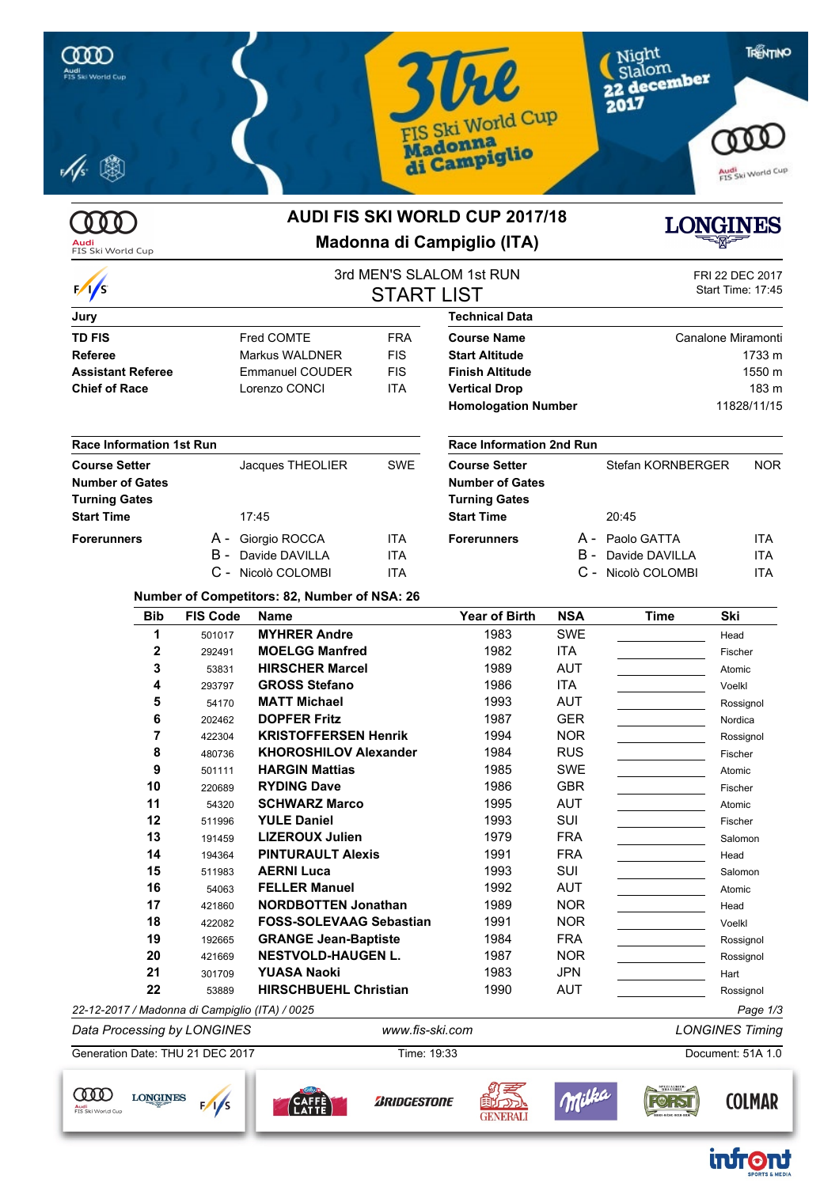# AUDI FIS SKI WORLD CUP 2017/18

## Madonna di Campiglio (ITA)

3rd MEN'S SLALOM 1st RUN

START LIST

FRI 22 DEC 2017
Start Time: 17:45

| Jury | | |
|---|---|---|
| **TD FIS** | Fred COMTE | FRA |
| **Referee** | Markus WALDNER | FIS |
| **Assistant Referee** | Emmanuel COUDER | FIS |
| **Chief of Race** | Lorenzo CONCI | ITA |

| Technical Data | |
|---|---|
| **Course Name** | Canalone Miramonti |
| **Start Altitude** | 1733 m |
| **Finish Altitude** | 1550 m |
| **Vertical Drop** | 183 m |
| **Homologation Number** | 11828/11/15 |

| Race Information 1st Run | | |
|---|---|---|
| **Course Setter** | Jacques THEOLIER | SWE |
| **Number of Gates** | | |
| **Turning Gates** | | |
| **Start Time** | 17:45 | |
| **Forerunners** | A - Giorgio ROCCA | ITA |
| | B - Davide DAVILLA | ITA |
| | C - Nicolò COLOMBI | ITA |

| Race Information 2nd Run | | |
|---|---|---|
| **Course Setter** | Stefan KORNBERGER | NOR |
| **Number of Gates** | | |
| **Turning Gates** | | |
| **Start Time** | 20:45 | |
| **Forerunners** | A - Paolo GATTA | ITA |
| | B - Davide DAVILLA | ITA |
| | C - Nicolò COLOMBI | ITA |

**Number of Competitors: 82, Number of NSA: 26**

| Bib | FIS Code | Name | Year of Birth | NSA | Time | Ski |
|---|---|---|---|---|---|---|
| 1 | 501017 | **MYHRER Andre** | 1983 | SWE | | Head |
| 2 | 292491 | **MOELGG Manfred** | 1982 | ITA | | Fischer |
| 3 | 53831 | **HIRSCHER Marcel** | 1989 | AUT | | Atomic |
| 4 | 293797 | **GROSS Stefano** | 1986 | ITA | | Voelkl |
| 5 | 54170 | **MATT Michael** | 1993 | AUT | | Rossignol |
| 6 | 202462 | **DOPFER Fritz** | 1987 | GER | | Nordica |
| 7 | 422304 | **KRISTOFFERSEN Henrik** | 1994 | NOR | | Rossignol |
| 8 | 480736 | **KHOROSHILOV Alexander** | 1984 | RUS | | Fischer |
| 9 | 501111 | **HARGIN Mattias** | 1985 | SWE | | Atomic |
| 10 | 220689 | **RYDING Dave** | 1986 | GBR | | Fischer |
| 11 | 54320 | **SCHWARZ Marco** | 1995 | AUT | | Atomic |
| 12 | 511996 | **YULE Daniel** | 1993 | SUI | | Fischer |
| 13 | 191459 | **LIZEROUX Julien** | 1979 | FRA | | Salomon |
| 14 | 194364 | **PINTURAULT Alexis** | 1991 | FRA | | Head |
| 15 | 511983 | **AERNI Luca** | 1993 | SUI | | Salomon |
| 16 | 54063 | **FELLER Manuel** | 1992 | AUT | | Atomic |
| 17 | 421860 | **NORDBOTTEN Jonathan** | 1989 | NOR | | Head |
| 18 | 422082 | **FOSS-SOLEVAAG Sebastian** | 1991 | NOR | | Voelkl |
| 19 | 192665 | **GRANGE Jean-Baptiste** | 1984 | FRA | | Rossignol |
| 20 | 421669 | **NESTVOLD-HAUGEN L.** | 1987 | NOR | | Rossignol |
| 21 | 301709 | **YUASA Naoki** | 1983 | JPN | | Hart |
| 22 | 53889 | **HIRSCHBUEHL Christian** | 1990 | AUT | | Rossignol |

*22-12-2017 / Madonna di Campiglio (ITA) / 0025*

*Data Processing by LONGINES* — *www.fis-ski.com* — *LONGINES Timing*

Generation Date: THU 21 DEC 2017 — Time: 19:33 — Document: 51A 1.0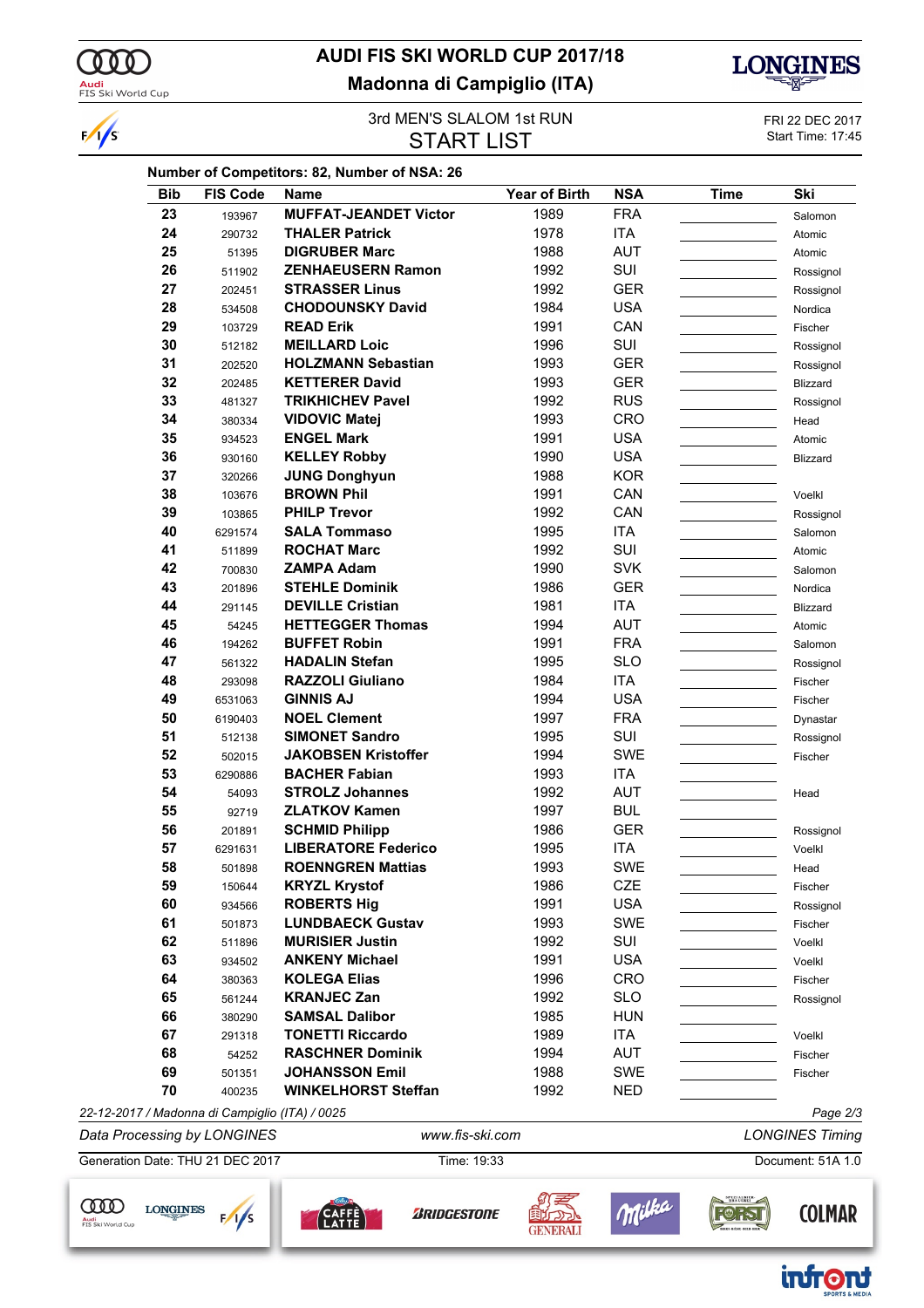# AUDI FIS SKI WORLD CUP 2017/18

## Madonna di Campiglio (ITA)

3rd MEN'S SLALOM 1st RUN

## START LIST

FRI 22 DEC 2017
Start Time: 17:45

**Number of Competitors: 82, Number of NSA: 26**

| Bib | FIS Code | Name | Year of Birth | NSA | Time | Ski |
|---|---|---|---|---|---|---|
| 23 | 193967 | MUFFAT-JEANDET Victor | 1989 | FRA | | Salomon |
| 24 | 290732 | THALER Patrick | 1978 | ITA | | Atomic |
| 25 | 51395 | DIGRUBER Marc | 1988 | AUT | | Atomic |
| 26 | 511902 | ZENHAEUSERN Ramon | 1992 | SUI | | Rossignol |
| 27 | 202451 | STRASSER Linus | 1992 | GER | | Rossignol |
| 28 | 534508 | CHODOUNSKY David | 1984 | USA | | Nordica |
| 29 | 103729 | READ Erik | 1991 | CAN | | Fischer |
| 30 | 512182 | MEILLARD Loic | 1996 | SUI | | Rossignol |
| 31 | 202520 | HOLZMANN Sebastian | 1993 | GER | | Rossignol |
| 32 | 202485 | KETTERER David | 1993 | GER | | Blizzard |
| 33 | 481327 | TRIKHICHEV Pavel | 1992 | RUS | | Rossignol |
| 34 | 380334 | VIDOVIC Matej | 1993 | CRO | | Head |
| 35 | 934523 | ENGEL Mark | 1991 | USA | | Atomic |
| 36 | 930160 | KELLEY Robby | 1990 | USA | | Blizzard |
| 37 | 320266 | JUNG Donghyun | 1988 | KOR | | |
| 38 | 103676 | BROWN Phil | 1991 | CAN | | Voelkl |
| 39 | 103865 | PHILP Trevor | 1992 | CAN | | Rossignol |
| 40 | 6291574 | SALA Tommaso | 1995 | ITA | | Salomon |
| 41 | 511899 | ROCHAT Marc | 1992 | SUI | | Atomic |
| 42 | 700830 | ZAMPA Adam | 1990 | SVK | | Salomon |
| 43 | 201896 | STEHLE Dominik | 1986 | GER | | Nordica |
| 44 | 291145 | DEVILLE Cristian | 1981 | ITA | | Blizzard |
| 45 | 54245 | HETTEGGER Thomas | 1994 | AUT | | Atomic |
| 46 | 194262 | BUFFET Robin | 1991 | FRA | | Salomon |
| 47 | 561322 | HADALIN Stefan | 1995 | SLO | | Rossignol |
| 48 | 293098 | RAZZOLI Giuliano | 1984 | ITA | | Fischer |
| 49 | 6531063 | GINNIS AJ | 1994 | USA | | Fischer |
| 50 | 6190403 | NOEL Clement | 1997 | FRA | | Dynastar |
| 51 | 512138 | SIMONET Sandro | 1995 | SUI | | Rossignol |
| 52 | 502015 | JAKOBSEN Kristoffer | 1994 | SWE | | Fischer |
| 53 | 6290886 | BACHER Fabian | 1993 | ITA | | |
| 54 | 54093 | STROLZ Johannes | 1992 | AUT | | Head |
| 55 | 92719 | ZLATKOV Kamen | 1997 | BUL | | |
| 56 | 201891 | SCHMID Philipp | 1986 | GER | | Rossignol |
| 57 | 6291631 | LIBERATORE Federico | 1995 | ITA | | Voelkl |
| 58 | 501898 | ROENNGREN Mattias | 1993 | SWE | | Head |
| 59 | 150644 | KRYZL Krystof | 1986 | CZE | | Fischer |
| 60 | 934566 | ROBERTS Hig | 1991 | USA | | Rossignol |
| 61 | 501873 | LUNDBAECK Gustav | 1993 | SWE | | Fischer |
| 62 | 511896 | MURISIER Justin | 1992 | SUI | | Voelkl |
| 63 | 934502 | ANKENY Michael | 1991 | USA | | Voelkl |
| 64 | 380363 | KOLEGA Elias | 1996 | CRO | | Fischer |
| 65 | 561244 | KRANJEC Zan | 1992 | SLO | | Rossignol |
| 66 | 380290 | SAMSAL Dalibor | 1985 | HUN | | |
| 67 | 291318 | TONETTI Riccardo | 1989 | ITA | | Voelkl |
| 68 | 54252 | RASCHNER Dominik | 1994 | AUT | | Fischer |
| 69 | 501351 | JOHANSSON Emil | 1988 | SWE | | Fischer |
| 70 | 400235 | WINKELHORST Steffan | 1992 | NED | | |

*22-12-2017 / Madonna di Campiglio (ITA) / 0025*

*Data Processing by LONGINES* — *www.fis-ski.com* — *LONGINES Timing*

Generation Date: THU 21 DEC 2017 — Time: 19:33 — Document: 51A 1.0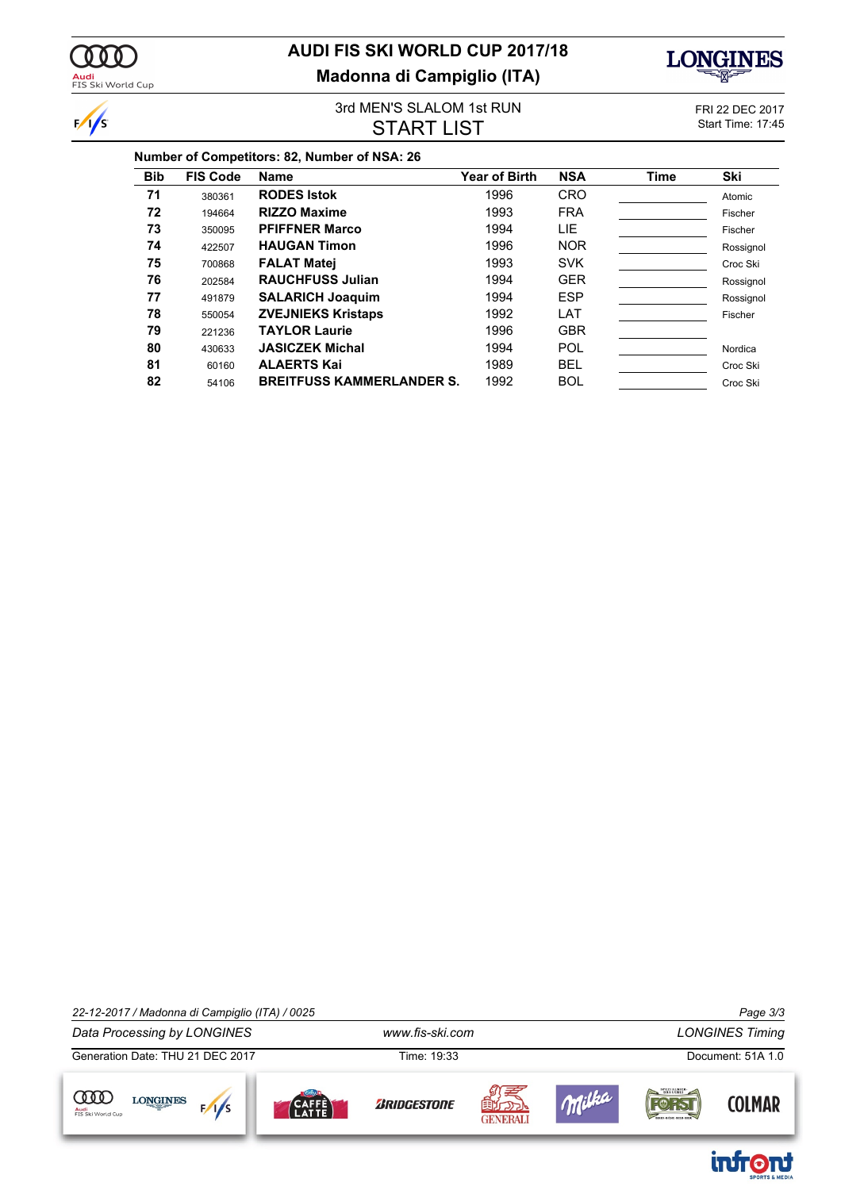# AUDI FIS SKI WORLD CUP 2017/18

## Madonna di Campiglio (ITA)

3rd MEN'S SLALOM 1st RUN

START LIST

FRI 22 DEC 2017
Start Time: 17:45

**Number of Competitors: 82, Number of NSA: 26**

| Bib | FIS Code | Name | Year of Birth | NSA | Time | Ski |
|---|---|---|---|---|---|---|
| **71** | 380361 | **RODES Istok** | 1996 | CRO | | Atomic |
| **72** | 194664 | **RIZZO Maxime** | 1993 | FRA | | Fischer |
| **73** | 350095 | **PFIFFNER Marco** | 1994 | LIE | | Fischer |
| **74** | 422507 | **HAUGAN Timon** | 1996 | NOR | | Rossignol |
| **75** | 700868 | **FALAT Matej** | 1993 | SVK | | Croc Ski |
| **76** | 202584 | **RAUCHFUSS Julian** | 1994 | GER | | Rossignol |
| **77** | 491879 | **SALARICH Joaquim** | 1994 | ESP | | Rossignol |
| **78** | 550054 | **ZVEJNIEKS Kristaps** | 1992 | LAT | | Fischer |
| **79** | 221236 | **TAYLOR Laurie** | 1996 | GBR | | |
| **80** | 430633 | **JASICZEK Michal** | 1994 | POL | | Nordica |
| **81** | 60160 | **ALAERTS Kai** | 1989 | BEL | | Croc Ski |
| **82** | 54106 | **BREITFUSS KAMMERLANDER S.** | 1992 | BOL | | Croc Ski |

*22-12-2017 / Madonna di Campiglio (ITA) / 0025*

*Data Processing by LONGINES* | *www.fis-ski.com* | *LONGINES Timing*

Generation Date: THU 21 DEC 2017 | Time: 19:33 | Document: 51A 1.0